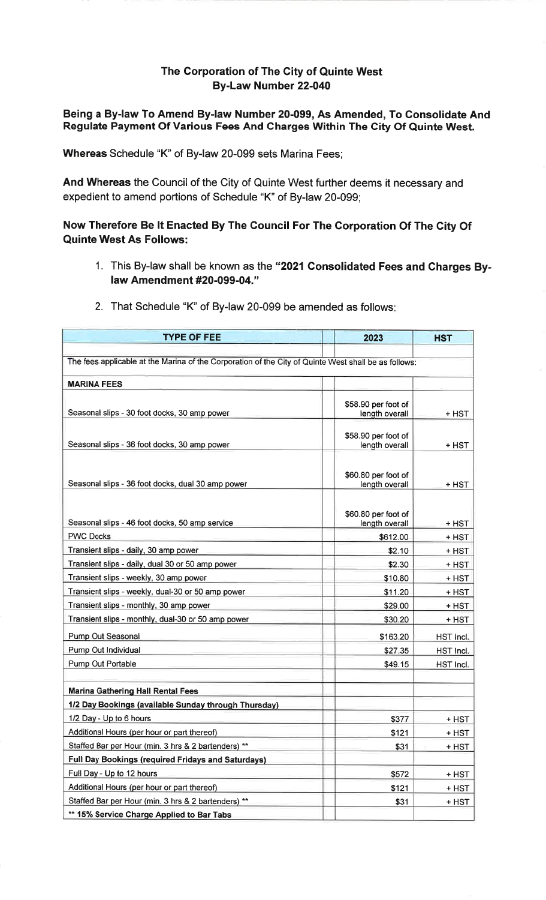**The Corporation of The City of Quinte West**
**By-Law Number 22-040**

**Being a By-law To Amend By-law Number 20-099, As Amended, To Consolidate And Regulate Payment Of Various Fees And Charges Within The City Of Quinte West.**

**Whereas** Schedule "K" of By-law 20-099 sets Marina Fees;

**And Whereas** the Council of the City of Quinte West further deems it necessary and expedient to amend portions of Schedule "K" of By-law 20-099;

**Now Therefore Be It Enacted By The Council For The Corporation Of The City Of Quinte West As Follows:**

1. This By-law shall be known as the **"2021 Consolidated Fees and Charges By-law Amendment #20-099-04."**

2. That Schedule "K" of By-law 20-099 be amended as follows:

| TYPE OF FEE | | 2023 | HST |
|---|---|---|---|
| | | | |
| The fees applicable at the Marina of the Corporation of the City of Quinte West shall be as follows: | | | |
| **MARINA FEES** | | | |
| Seasonal slips - 30 foot docks, 30 amp power | | $58.90 per foot of length overall | + HST |
| Seasonal slips - 36 foot docks, 30 amp power | | $58.90 per foot of length overall | + HST |
| Seasonal slips - 36 foot docks, dual 30 amp power | | $60.80 per foot of length overall | + HST |
| Seasonal slips - 46 foot docks, 50 amp service | | $60.80 per foot of length overall | + HST |
| PWC Docks | | $612.00 | + HST |
| Transient slips - daily, 30 amp power | | $2.10 | + HST |
| Transient slips - daily, dual 30 or 50 amp power | | $2.30 | + HST |
| Transient slips - weekly, 30 amp power | | $10.80 | + HST |
| Transient slips - weekly, dual-30 or 50 amp power | | $11.20 | + HST |
| Transient slips - monthly, 30 amp power | | $29.00 | + HST |
| Transient slips - monthly, dual-30 or 50 amp power | | $30.20 | + HST |
| Pump Out Seasonal | | $163.20 | HST Incl. |
| Pump Out Individual | | $27.35 | HST Incl. |
| Pump Out Portable | | $49.15 | HST Incl. |
| | | | |
| **Marina Gathering Hall Rental Fees** | | | |
| **1/2 Day Bookings (available Sunday through Thursday)** | | | |
| 1/2 Day - Up to 6 hours | | $377 | + HST |
| Additional Hours (per hour or part thereof) | | $121 | + HST |
| Staffed Bar per Hour (min. 3 hrs & 2 bartenders) ** | | $31 | + HST |
| **Full Day Bookings (required Fridays and Saturdays)** | | | |
| Full Day - Up to 12 hours | | $572 | + HST |
| Additional Hours (per hour or part thereof) | | $121 | + HST |
| Staffed Bar per Hour (min. 3 hrs & 2 bartenders) ** | | $31 | + HST |
| **** 15% Service Charge Applied to Bar Tabs** | | | |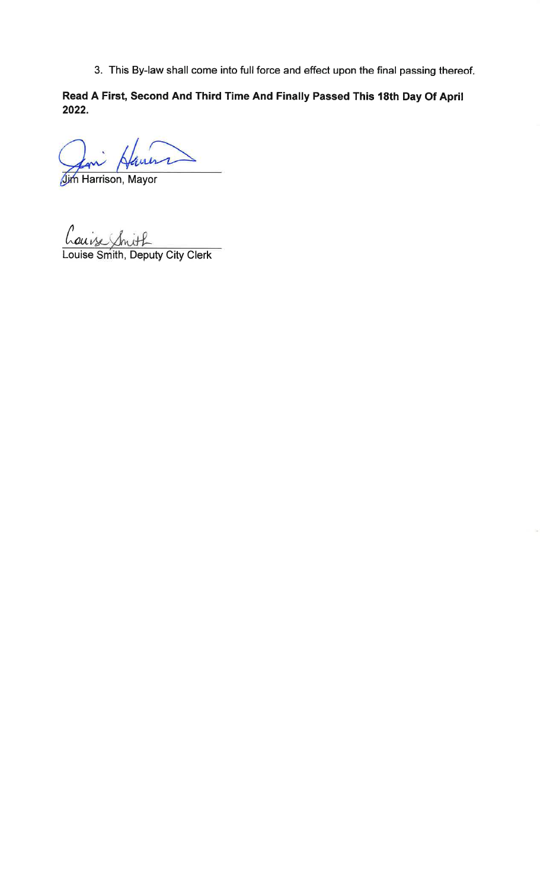3. This By-law shall come into full force and effect upon the final passing thereof.

**Read A First, Second And Third Time And Finally Passed This 18th Day Of April 2022.**

Jim Harrison, Mayor

Louise Smith, Deputy City Clerk